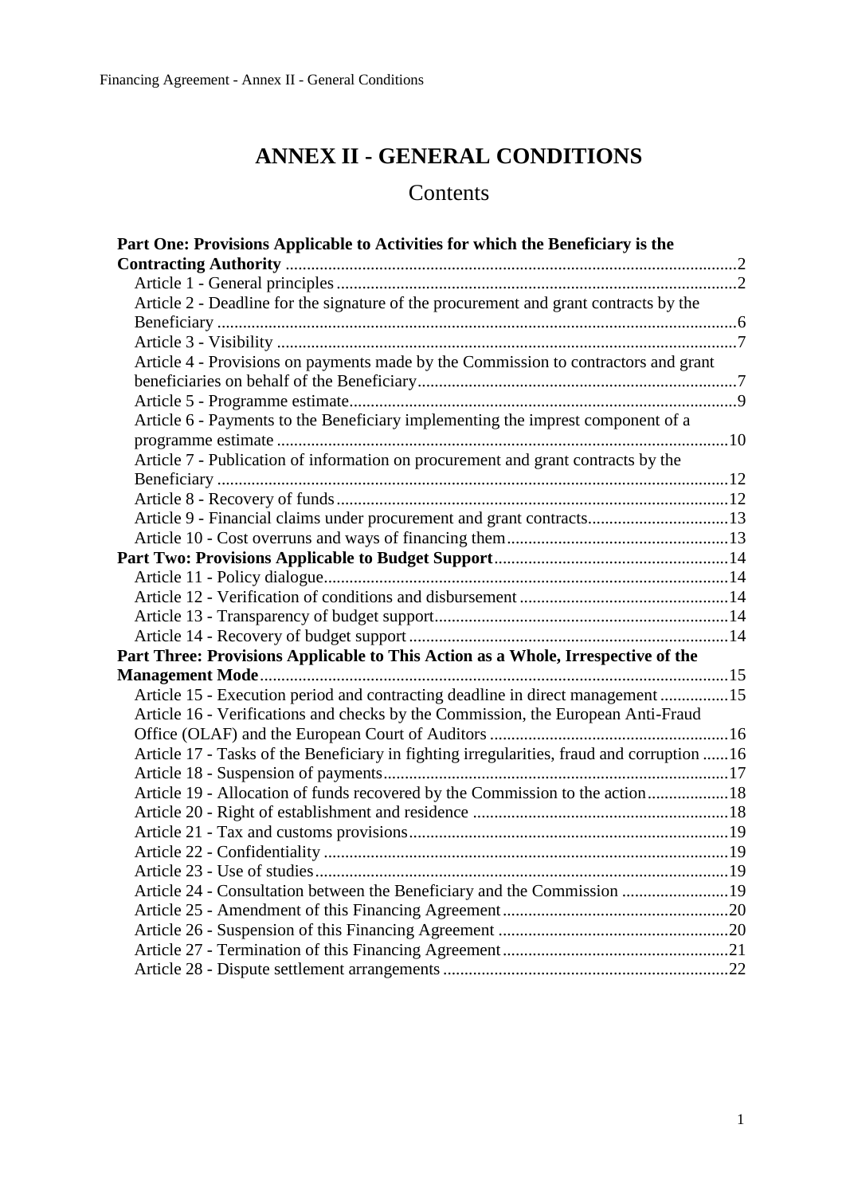# ANNEX II - GENERAL CONDITIONS

## Contents

**Part One: Provisions Applicable to Activities for which the Beneficiary is the Contracting Authority** .....2
- Article 1 - General principles .....2
- Article 2 - Deadline for the signature of the procurement and grant contracts by the Beneficiary .....6
- Article 3 - Visibility .....7
- Article 4 - Provisions on payments made by the Commission to contractors and grant beneficiaries on behalf of the Beneficiary .....7
- Article 5 - Programme estimate .....9
- Article 6 - Payments to the Beneficiary implementing the imprest component of a programme estimate .....10
- Article 7 - Publication of information on procurement and grant contracts by the Beneficiary .....12
- Article 8 - Recovery of funds .....12
- Article 9 - Financial claims under procurement and grant contracts .....13
- Article 10 - Cost overruns and ways of financing them .....13

**Part Two: Provisions Applicable to Budget Support** .....14
- Article 11 - Policy dialogue .....14
- Article 12 - Verification of conditions and disbursement .....14
- Article 13 - Transparency of budget support .....14
- Article 14 - Recovery of budget support .....14

**Part Three: Provisions Applicable to This Action as a Whole, Irrespective of the Management Mode** .....15
- Article 15 - Execution period and contracting deadline in direct management .....15
- Article 16 - Verifications and checks by the Commission, the European Anti-Fraud Office (OLAF) and the European Court of Auditors .....16
- Article 17 - Tasks of the Beneficiary in fighting irregularities, fraud and corruption .....16
- Article 18 - Suspension of payments .....17
- Article 19 - Allocation of funds recovered by the Commission to the action .....18
- Article 20 - Right of establishment and residence .....18
- Article 21 - Tax and customs provisions .....19
- Article 22 - Confidentiality .....19
- Article 23 - Use of studies .....19
- Article 24 - Consultation between the Beneficiary and the Commission .....19
- Article 25 - Amendment of this Financing Agreement .....20
- Article 26 - Suspension of this Financing Agreement .....20
- Article 27 - Termination of this Financing Agreement .....21
- Article 28 - Dispute settlement arrangements .....22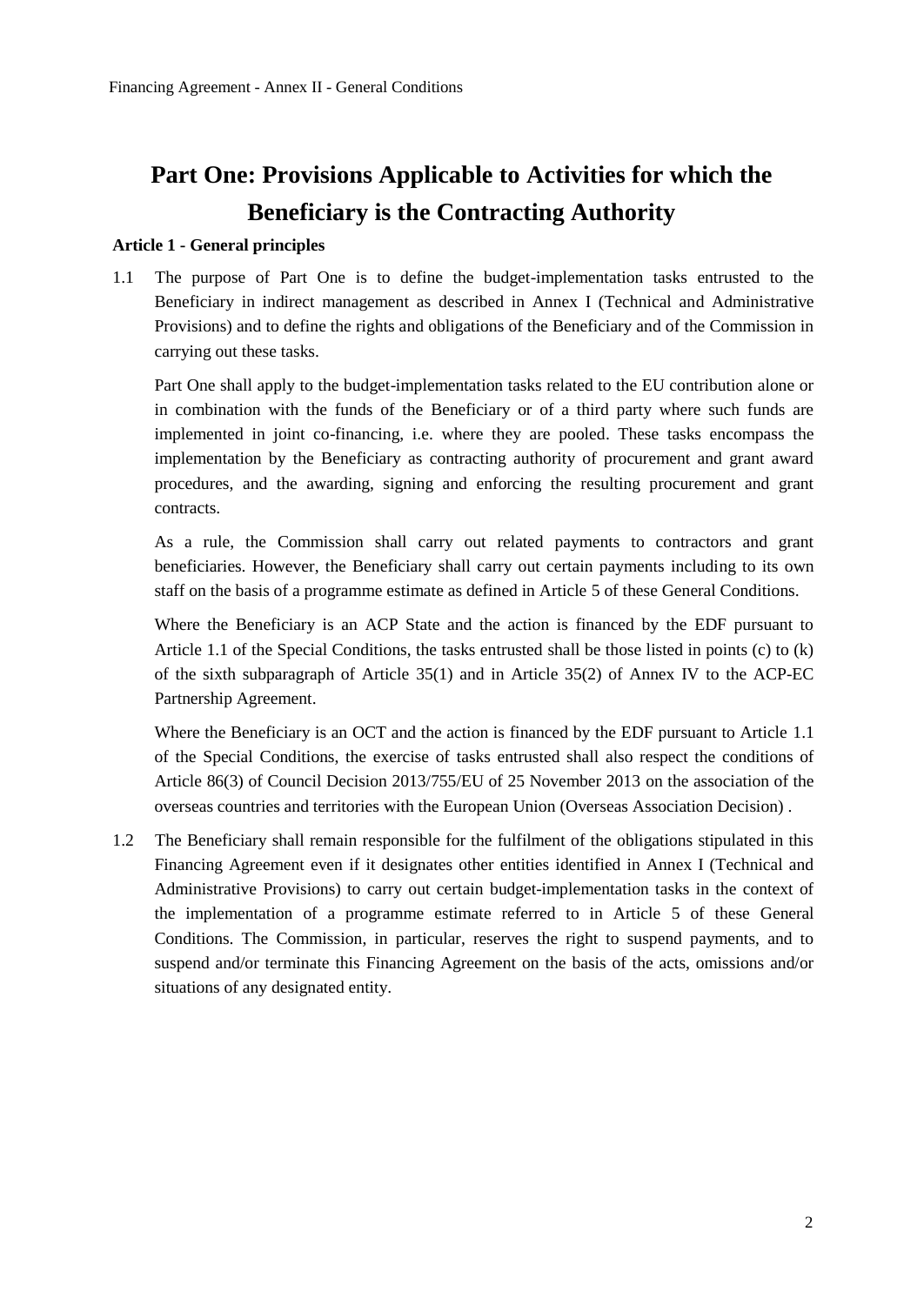# Part One: Provisions Applicable to Activities for which the Beneficiary is the Contracting Authority

**Article 1 - General principles**

1.1 The purpose of Part One is to define the budget-implementation tasks entrusted to the Beneficiary in indirect management as described in Annex I (Technical and Administrative Provisions) and to define the rights and obligations of the Beneficiary and of the Commission in carrying out these tasks.

Part One shall apply to the budget-implementation tasks related to the EU contribution alone or in combination with the funds of the Beneficiary or of a third party where such funds are implemented in joint co-financing, i.e. where they are pooled. These tasks encompass the implementation by the Beneficiary as contracting authority of procurement and grant award procedures, and the awarding, signing and enforcing the resulting procurement and grant contracts.

As a rule, the Commission shall carry out related payments to contractors and grant beneficiaries. However, the Beneficiary shall carry out certain payments including to its own staff on the basis of a programme estimate as defined in Article 5 of these General Conditions.

Where the Beneficiary is an ACP State and the action is financed by the EDF pursuant to Article 1.1 of the Special Conditions, the tasks entrusted shall be those listed in points (c) to (k) of the sixth subparagraph of Article 35(1) and in Article 35(2) of Annex IV to the ACP-EC Partnership Agreement.

Where the Beneficiary is an OCT and the action is financed by the EDF pursuant to Article 1.1 of the Special Conditions, the exercise of tasks entrusted shall also respect the conditions of Article 86(3) of Council Decision 2013/755/EU of 25 November 2013 on the association of the overseas countries and territories with the European Union (Overseas Association Decision) .

1.2 The Beneficiary shall remain responsible for the fulfilment of the obligations stipulated in this Financing Agreement even if it designates other entities identified in Annex I (Technical and Administrative Provisions) to carry out certain budget-implementation tasks in the context of the implementation of a programme estimate referred to in Article 5 of these General Conditions. The Commission, in particular, reserves the right to suspend payments, and to suspend and/or terminate this Financing Agreement on the basis of the acts, omissions and/or situations of any designated entity.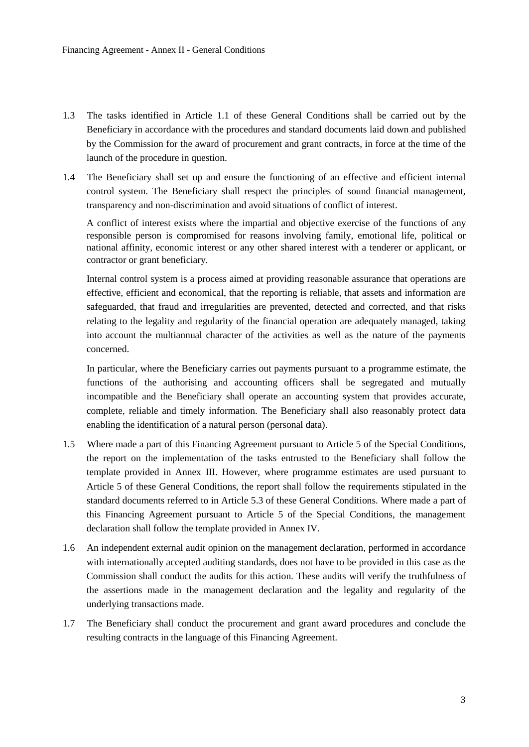1.3 The tasks identified in Article 1.1 of these General Conditions shall be carried out by the Beneficiary in accordance with the procedures and standard documents laid down and published by the Commission for the award of procurement and grant contracts, in force at the time of the launch of the procedure in question.

1.4 The Beneficiary shall set up and ensure the functioning of an effective and efficient internal control system. The Beneficiary shall respect the principles of sound financial management, transparency and non-discrimination and avoid situations of conflict of interest.

A conflict of interest exists where the impartial and objective exercise of the functions of any responsible person is compromised for reasons involving family, emotional life, political or national affinity, economic interest or any other shared interest with a tenderer or applicant, or contractor or grant beneficiary.

Internal control system is a process aimed at providing reasonable assurance that operations are effective, efficient and economical, that the reporting is reliable, that assets and information are safeguarded, that fraud and irregularities are prevented, detected and corrected, and that risks relating to the legality and regularity of the financial operation are adequately managed, taking into account the multiannual character of the activities as well as the nature of the payments concerned.

In particular, where the Beneficiary carries out payments pursuant to a programme estimate, the functions of the authorising and accounting officers shall be segregated and mutually incompatible and the Beneficiary shall operate an accounting system that provides accurate, complete, reliable and timely information. The Beneficiary shall also reasonably protect data enabling the identification of a natural person (personal data).

1.5 Where made a part of this Financing Agreement pursuant to Article 5 of the Special Conditions, the report on the implementation of the tasks entrusted to the Beneficiary shall follow the template provided in Annex III. However, where programme estimates are used pursuant to Article 5 of these General Conditions, the report shall follow the requirements stipulated in the standard documents referred to in Article 5.3 of these General Conditions. Where made a part of this Financing Agreement pursuant to Article 5 of the Special Conditions, the management declaration shall follow the template provided in Annex IV.

1.6 An independent external audit opinion on the management declaration, performed in accordance with internationally accepted auditing standards, does not have to be provided in this case as the Commission shall conduct the audits for this action. These audits will verify the truthfulness of the assertions made in the management declaration and the legality and regularity of the underlying transactions made.

1.7 The Beneficiary shall conduct the procurement and grant award procedures and conclude the resulting contracts in the language of this Financing Agreement.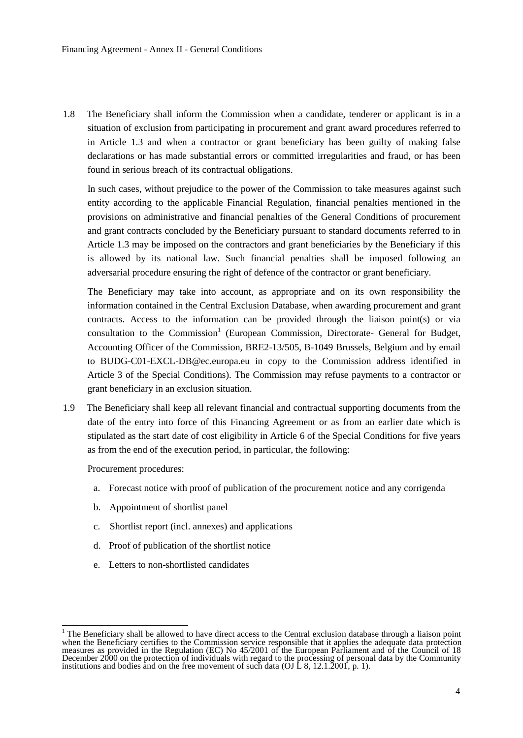1.8 The Beneficiary shall inform the Commission when a candidate, tenderer or applicant is in a situation of exclusion from participating in procurement and grant award procedures referred to in Article 1.3 and when a contractor or grant beneficiary has been guilty of making false declarations or has made substantial errors or committed irregularities and fraud, or has been found in serious breach of its contractual obligations.

In such cases, without prejudice to the power of the Commission to take measures against such entity according to the applicable Financial Regulation, financial penalties mentioned in the provisions on administrative and financial penalties of the General Conditions of procurement and grant contracts concluded by the Beneficiary pursuant to standard documents referred to in Article 1.3 may be imposed on the contractors and grant beneficiaries by the Beneficiary if this is allowed by its national law. Such financial penalties shall be imposed following an adversarial procedure ensuring the right of defence of the contractor or grant beneficiary.

The Beneficiary may take into account, as appropriate and on its own responsibility the information contained in the Central Exclusion Database, when awarding procurement and grant contracts. Access to the information can be provided through the liaison point(s) or via consultation to the Commission[1] (European Commission, Directorate- General for Budget, Accounting Officer of the Commission, BRE2-13/505, B-1049 Brussels, Belgium and by email to BUDG-C01-EXCL-DB@ec.europa.eu in copy to the Commission address identified in Article 3 of the Special Conditions). The Commission may refuse payments to a contractor or grant beneficiary in an exclusion situation.

1.9 The Beneficiary shall keep all relevant financial and contractual supporting documents from the date of the entry into force of this Financing Agreement or as from an earlier date which is stipulated as the start date of cost eligibility in Article 6 of the Special Conditions for five years as from the end of the execution period, in particular, the following:

Procurement procedures:

a. Forecast notice with proof of publication of the procurement notice and any corrigenda
b. Appointment of shortlist panel
c. Shortlist report (incl. annexes) and applications
d. Proof of publication of the shortlist notice
e. Letters to non-shortlisted candidates

[1] The Beneficiary shall be allowed to have direct access to the Central exclusion database through a liaison point when the Beneficiary certifies to the Commission service responsible that it applies the adequate data protection measures as provided in the Regulation (EC) No 45/2001 of the European Parliament and of the Council of 18 December 2000 on the protection of individuals with regard to the processing of personal data by the Community institutions and bodies and on the free movement of such data (OJ L 8, 12.1.2001, p. 1).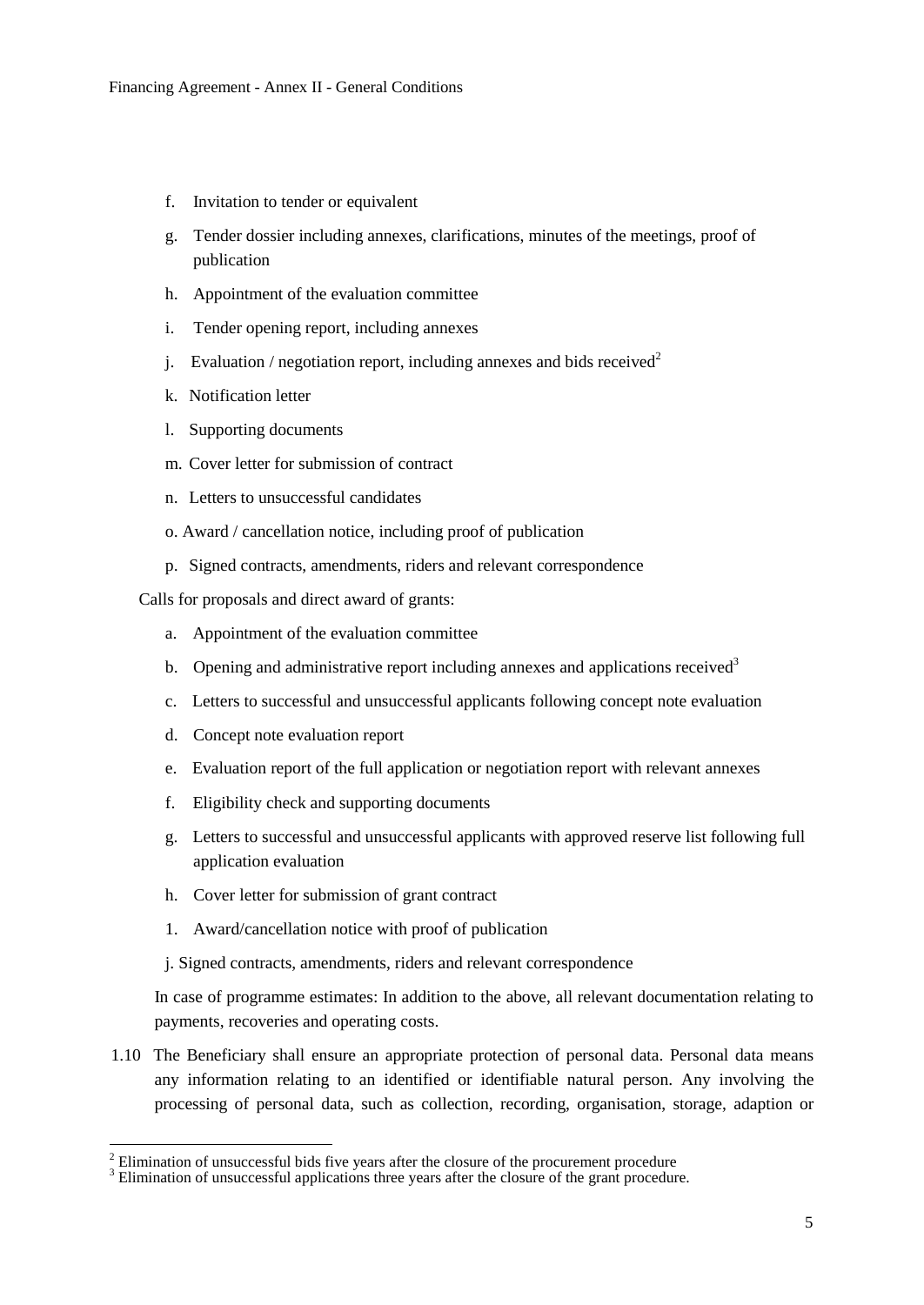f. Invitation to tender or equivalent

g. Tender dossier including annexes, clarifications, minutes of the meetings, proof of publication

h. Appointment of the evaluation committee

i. Tender opening report, including annexes

j. Evaluation / negotiation report, including annexes and bids received[2]

k. Notification letter

l. Supporting documents

m. Cover letter for submission of contract

n. Letters to unsuccessful candidates

o. Award / cancellation notice, including proof of publication

p. Signed contracts, amendments, riders and relevant correspondence

Calls for proposals and direct award of grants:

a. Appointment of the evaluation committee

b. Opening and administrative report including annexes and applications received[3]

c. Letters to successful and unsuccessful applicants following concept note evaluation

d. Concept note evaluation report

e. Evaluation report of the full application or negotiation report with relevant annexes

f. Eligibility check and supporting documents

g. Letters to successful and unsuccessful applicants with approved reserve list following full application evaluation

h. Cover letter for submission of grant contract

1. Award/cancellation notice with proof of publication

j. Signed contracts, amendments, riders and relevant correspondence

In case of programme estimates: In addition to the above, all relevant documentation relating to payments, recoveries and operating costs.

1.10 The Beneficiary shall ensure an appropriate protection of personal data. Personal data means any information relating to an identified or identifiable natural person. Any involving the processing of personal data, such as collection, recording, organisation, storage, adaption or

[2] Elimination of unsuccessful bids five years after the closure of the procurement procedure

[3] Elimination of unsuccessful applications three years after the closure of the grant procedure.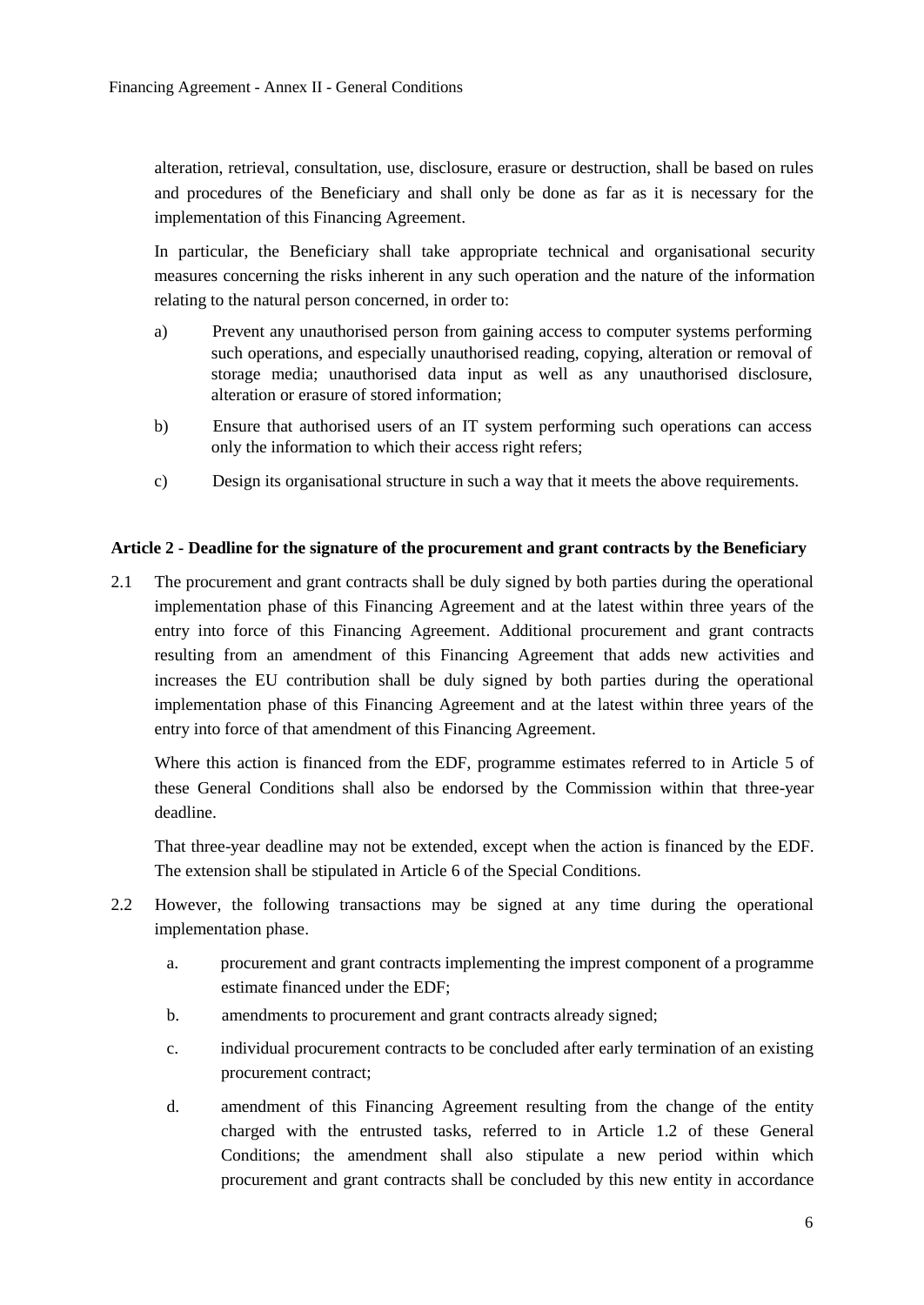alteration, retrieval, consultation, use, disclosure, erasure or destruction, shall be based on rules and procedures of the Beneficiary and shall only be done as far as it is necessary for the implementation of this Financing Agreement.

In particular, the Beneficiary shall take appropriate technical and organisational security measures concerning the risks inherent in any such operation and the nature of the information relating to the natural person concerned, in order to:

a) Prevent any unauthorised person from gaining access to computer systems performing such operations, and especially unauthorised reading, copying, alteration or removal of storage media; unauthorised data input as well as any unauthorised disclosure, alteration or erasure of stored information;

b) Ensure that authorised users of an IT system performing such operations can access only the information to which their access right refers;

c) Design its organisational structure in such a way that it meets the above requirements.

### Article 2 - Deadline for the signature of the procurement and grant contracts by the Beneficiary

2.1 The procurement and grant contracts shall be duly signed by both parties during the operational implementation phase of this Financing Agreement and at the latest within three years of the entry into force of this Financing Agreement. Additional procurement and grant contracts resulting from an amendment of this Financing Agreement that adds new activities and increases the EU contribution shall be duly signed by both parties during the operational implementation phase of this Financing Agreement and at the latest within three years of the entry into force of that amendment of this Financing Agreement.

Where this action is financed from the EDF, programme estimates referred to in Article 5 of these General Conditions shall also be endorsed by the Commission within that three-year deadline.

That three-year deadline may not be extended, except when the action is financed by the EDF. The extension shall be stipulated in Article 6 of the Special Conditions.

2.2 However, the following transactions may be signed at any time during the operational implementation phase.

a. procurement and grant contracts implementing the imprest component of a programme estimate financed under the EDF;

b. amendments to procurement and grant contracts already signed;

c. individual procurement contracts to be concluded after early termination of an existing procurement contract;

d. amendment of this Financing Agreement resulting from the change of the entity charged with the entrusted tasks, referred to in Article 1.2 of these General Conditions; the amendment shall also stipulate a new period within which procurement and grant contracts shall be concluded by this new entity in accordance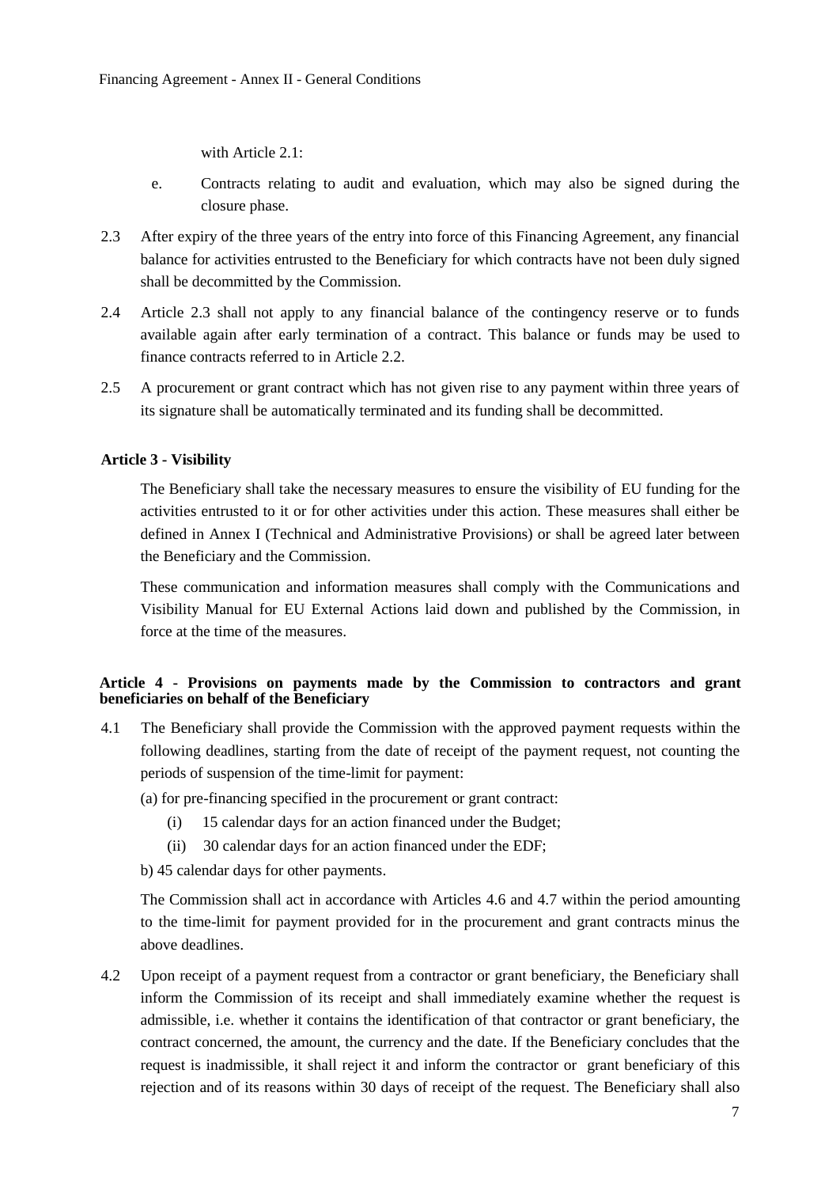with Article 2.1:

e. Contracts relating to audit and evaluation, which may also be signed during the closure phase.

2.3 After expiry of the three years of the entry into force of this Financing Agreement, any financial balance for activities entrusted to the Beneficiary for which contracts have not been duly signed shall be decommitted by the Commission.

2.4 Article 2.3 shall not apply to any financial balance of the contingency reserve or to funds available again after early termination of a contract. This balance or funds may be used to finance contracts referred to in Article 2.2.

2.5 A procurement or grant contract which has not given rise to any payment within three years of its signature shall be automatically terminated and its funding shall be decommitted.

**Article 3 - Visibility**

The Beneficiary shall take the necessary measures to ensure the visibility of EU funding for the activities entrusted to it or for other activities under this action. These measures shall either be defined in Annex I (Technical and Administrative Provisions) or shall be agreed later between the Beneficiary and the Commission.

These communication and information measures shall comply with the Communications and Visibility Manual for EU External Actions laid down and published by the Commission, in force at the time of the measures.

**Article 4 - Provisions on payments made by the Commission to contractors and grant beneficiaries on behalf of the Beneficiary**

4.1 The Beneficiary shall provide the Commission with the approved payment requests within the following deadlines, starting from the date of receipt of the payment request, not counting the periods of suspension of the time-limit for payment:

(a) for pre-financing specified in the procurement or grant contract:

(i) 15 calendar days for an action financed under the Budget;

(ii) 30 calendar days for an action financed under the EDF;

b) 45 calendar days for other payments.

The Commission shall act in accordance with Articles 4.6 and 4.7 within the period amounting to the time-limit for payment provided for in the procurement and grant contracts minus the above deadlines.

4.2 Upon receipt of a payment request from a contractor or grant beneficiary, the Beneficiary shall inform the Commission of its receipt and shall immediately examine whether the request is admissible, i.e. whether it contains the identification of that contractor or grant beneficiary, the contract concerned, the amount, the currency and the date. If the Beneficiary concludes that the request is inadmissible, it shall reject it and inform the contractor or grant beneficiary of this rejection and of its reasons within 30 days of receipt of the request. The Beneficiary shall also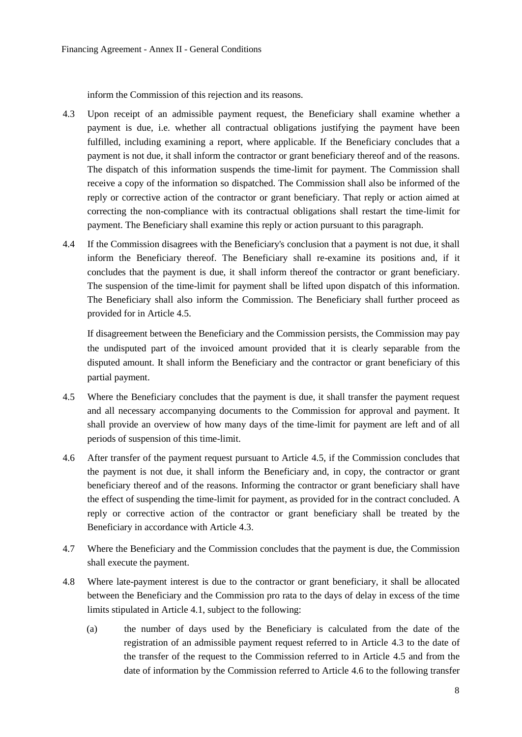inform the Commission of this rejection and its reasons.

4.3 Upon receipt of an admissible payment request, the Beneficiary shall examine whether a payment is due, i.e. whether all contractual obligations justifying the payment have been fulfilled, including examining a report, where applicable. If the Beneficiary concludes that a payment is not due, it shall inform the contractor or grant beneficiary thereof and of the reasons. The dispatch of this information suspends the time-limit for payment. The Commission shall receive a copy of the information so dispatched. The Commission shall also be informed of the reply or corrective action of the contractor or grant beneficiary. That reply or action aimed at correcting the non-compliance with its contractual obligations shall restart the time-limit for payment. The Beneficiary shall examine this reply or action pursuant to this paragraph.

4.4 If the Commission disagrees with the Beneficiary's conclusion that a payment is not due, it shall inform the Beneficiary thereof. The Beneficiary shall re-examine its positions and, if it concludes that the payment is due, it shall inform thereof the contractor or grant beneficiary. The suspension of the time-limit for payment shall be lifted upon dispatch of this information. The Beneficiary shall also inform the Commission. The Beneficiary shall further proceed as provided for in Article 4.5.

If disagreement between the Beneficiary and the Commission persists, the Commission may pay the undisputed part of the invoiced amount provided that it is clearly separable from the disputed amount. It shall inform the Beneficiary and the contractor or grant beneficiary of this partial payment.

4.5 Where the Beneficiary concludes that the payment is due, it shall transfer the payment request and all necessary accompanying documents to the Commission for approval and payment. It shall provide an overview of how many days of the time-limit for payment are left and of all periods of suspension of this time-limit.

4.6 After transfer of the payment request pursuant to Article 4.5, if the Commission concludes that the payment is not due, it shall inform the Beneficiary and, in copy, the contractor or grant beneficiary thereof and of the reasons. Informing the contractor or grant beneficiary shall have the effect of suspending the time-limit for payment, as provided for in the contract concluded. A reply or corrective action of the contractor or grant beneficiary shall be treated by the Beneficiary in accordance with Article 4.3.

4.7 Where the Beneficiary and the Commission concludes that the payment is due, the Commission shall execute the payment.

4.8 Where late-payment interest is due to the contractor or grant beneficiary, it shall be allocated between the Beneficiary and the Commission pro rata to the days of delay in excess of the time limits stipulated in Article 4.1, subject to the following:

(a) the number of days used by the Beneficiary is calculated from the date of the registration of an admissible payment request referred to in Article 4.3 to the date of the transfer of the request to the Commission referred to in Article 4.5 and from the date of information by the Commission referred to Article 4.6 to the following transfer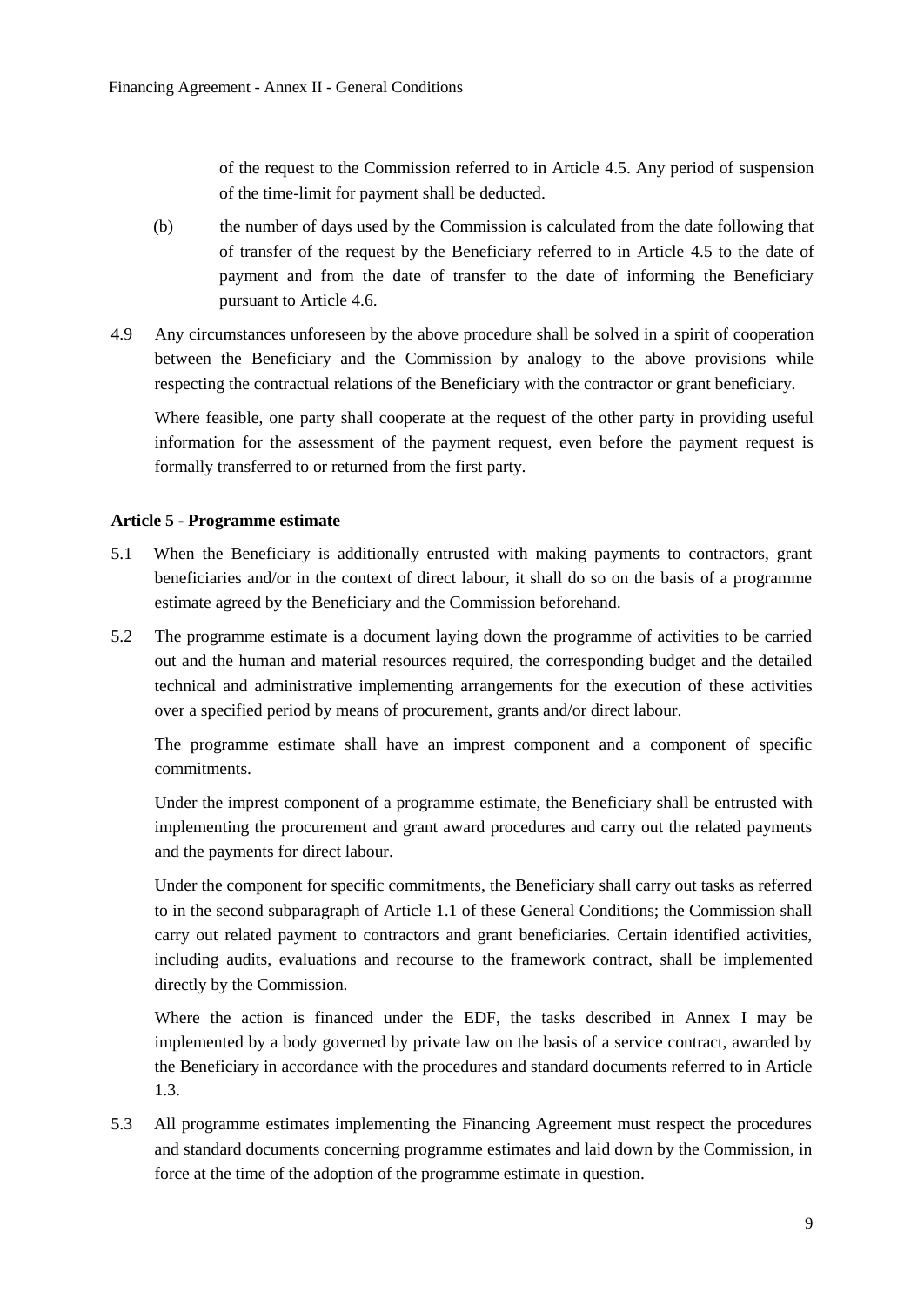of the request to the Commission referred to in Article 4.5. Any period of suspension of the time-limit for payment shall be deducted.

(b) the number of days used by the Commission is calculated from the date following that of transfer of the request by the Beneficiary referred to in Article 4.5 to the date of payment and from the date of transfer to the date of informing the Beneficiary pursuant to Article 4.6.

4.9 Any circumstances unforeseen by the above procedure shall be solved in a spirit of cooperation between the Beneficiary and the Commission by analogy to the above provisions while respecting the contractual relations of the Beneficiary with the contractor or grant beneficiary.

Where feasible, one party shall cooperate at the request of the other party in providing useful information for the assessment of the payment request, even before the payment request is formally transferred to or returned from the first party.

### Article 5 - Programme estimate

5.1 When the Beneficiary is additionally entrusted with making payments to contractors, grant beneficiaries and/or in the context of direct labour, it shall do so on the basis of a programme estimate agreed by the Beneficiary and the Commission beforehand.

5.2 The programme estimate is a document laying down the programme of activities to be carried out and the human and material resources required, the corresponding budget and the detailed technical and administrative implementing arrangements for the execution of these activities over a specified period by means of procurement, grants and/or direct labour.

The programme estimate shall have an imprest component and a component of specific commitments.

Under the imprest component of a programme estimate, the Beneficiary shall be entrusted with implementing the procurement and grant award procedures and carry out the related payments and the payments for direct labour.

Under the component for specific commitments, the Beneficiary shall carry out tasks as referred to in the second subparagraph of Article 1.1 of these General Conditions; the Commission shall carry out related payment to contractors and grant beneficiaries. Certain identified activities, including audits, evaluations and recourse to the framework contract, shall be implemented directly by the Commission.

Where the action is financed under the EDF, the tasks described in Annex I may be implemented by a body governed by private law on the basis of a service contract, awarded by the Beneficiary in accordance with the procedures and standard documents referred to in Article 1.3.

5.3 All programme estimates implementing the Financing Agreement must respect the procedures and standard documents concerning programme estimates and laid down by the Commission, in force at the time of the adoption of the programme estimate in question.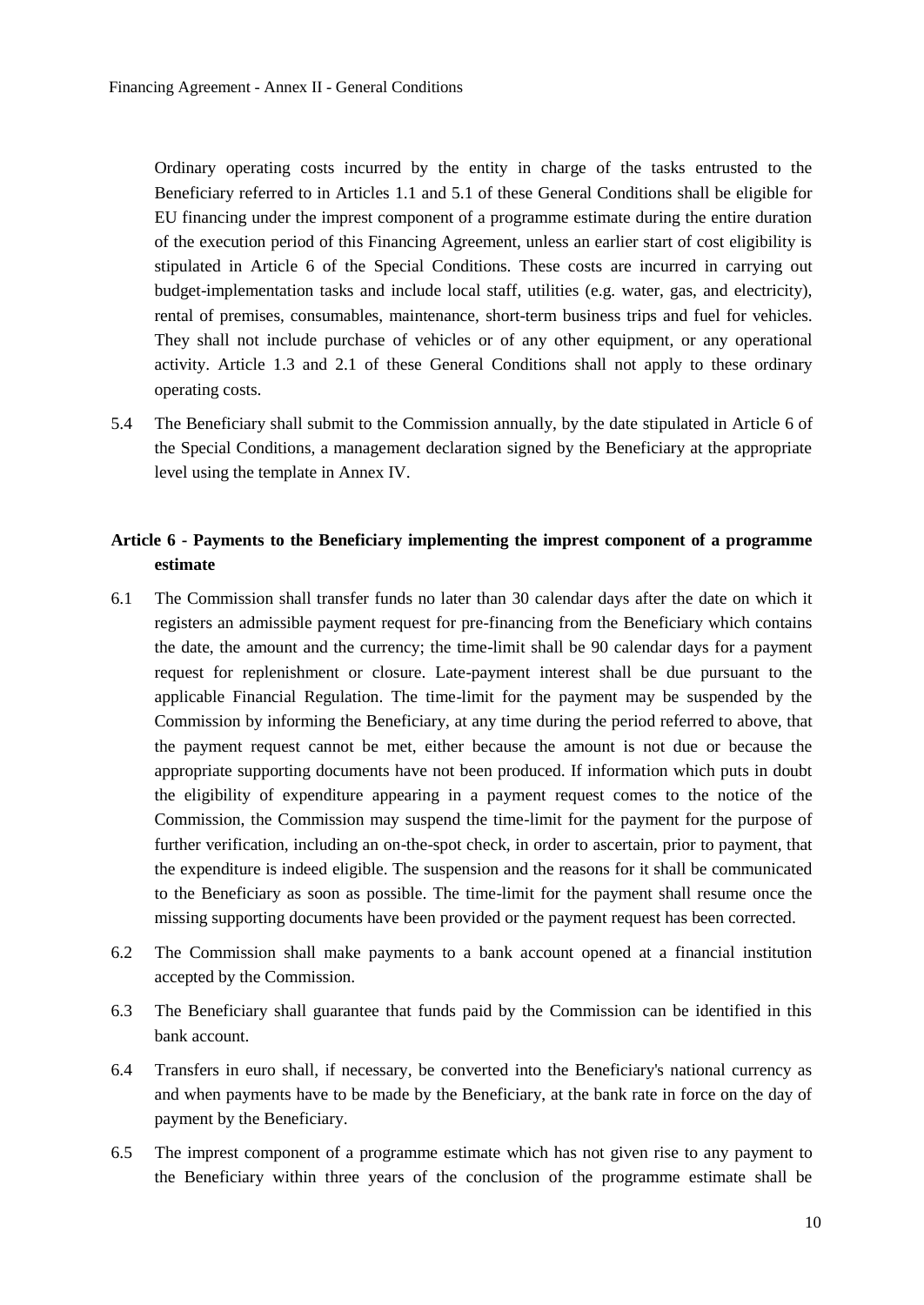Ordinary operating costs incurred by the entity in charge of the tasks entrusted to the Beneficiary referred to in Articles 1.1 and 5.1 of these General Conditions shall be eligible for EU financing under the imprest component of a programme estimate during the entire duration of the execution period of this Financing Agreement, unless an earlier start of cost eligibility is stipulated in Article 6 of the Special Conditions. These costs are incurred in carrying out budget-implementation tasks and include local staff, utilities (e.g. water, gas, and electricity), rental of premises, consumables, maintenance, short-term business trips and fuel for vehicles. They shall not include purchase of vehicles or of any other equipment, or any operational activity. Article 1.3 and 2.1 of these General Conditions shall not apply to these ordinary operating costs.

5.4 The Beneficiary shall submit to the Commission annually, by the date stipulated in Article 6 of the Special Conditions, a management declaration signed by the Beneficiary at the appropriate level using the template in Annex IV.

## Article 6 - Payments to the Beneficiary implementing the imprest component of a programme estimate

6.1 The Commission shall transfer funds no later than 30 calendar days after the date on which it registers an admissible payment request for pre-financing from the Beneficiary which contains the date, the amount and the currency; the time-limit shall be 90 calendar days for a payment request for replenishment or closure. Late-payment interest shall be due pursuant to the applicable Financial Regulation. The time-limit for the payment may be suspended by the Commission by informing the Beneficiary, at any time during the period referred to above, that the payment request cannot be met, either because the amount is not due or because the appropriate supporting documents have not been produced. If information which puts in doubt the eligibility of expenditure appearing in a payment request comes to the notice of the Commission, the Commission may suspend the time-limit for the payment for the purpose of further verification, including an on-the-spot check, in order to ascertain, prior to payment, that the expenditure is indeed eligible. The suspension and the reasons for it shall be communicated to the Beneficiary as soon as possible. The time-limit for the payment shall resume once the missing supporting documents have been provided or the payment request has been corrected.

6.2 The Commission shall make payments to a bank account opened at a financial institution accepted by the Commission.

6.3 The Beneficiary shall guarantee that funds paid by the Commission can be identified in this bank account.

6.4 Transfers in euro shall, if necessary, be converted into the Beneficiary's national currency as and when payments have to be made by the Beneficiary, at the bank rate in force on the day of payment by the Beneficiary.

6.5 The imprest component of a programme estimate which has not given rise to any payment to the Beneficiary within three years of the conclusion of the programme estimate shall be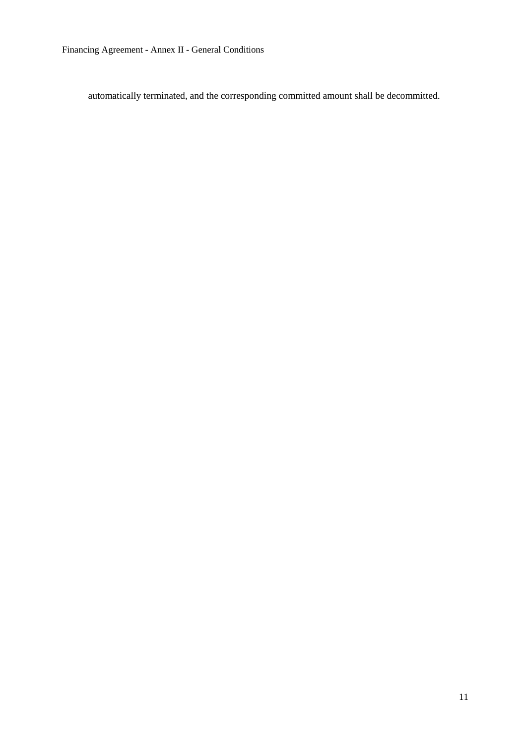automatically terminated, and the corresponding committed amount shall be decommitted.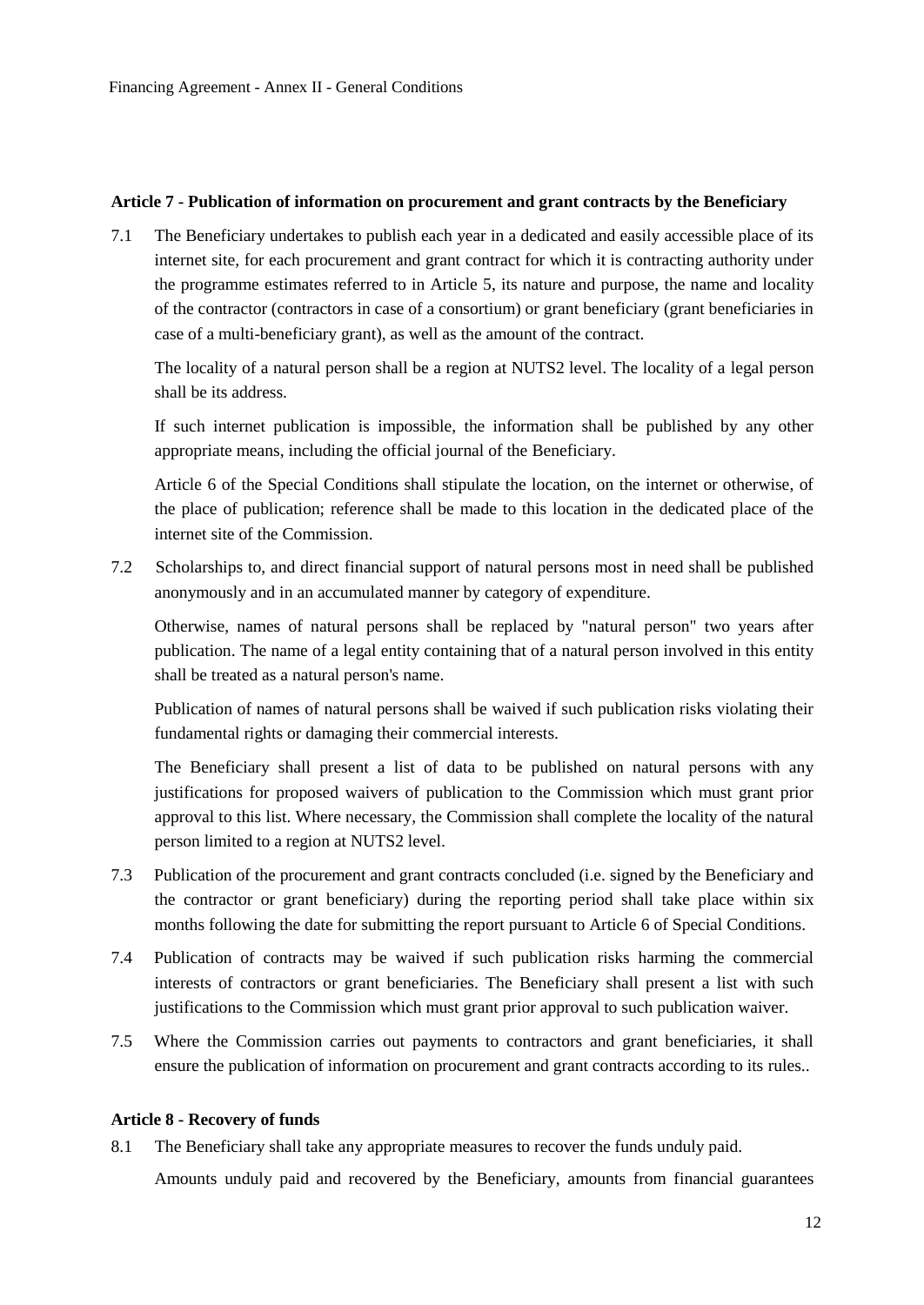### Article 7 - Publication of information on procurement and grant contracts by the Beneficiary

7.1 The Beneficiary undertakes to publish each year in a dedicated and easily accessible place of its internet site, for each procurement and grant contract for which it is contracting authority under the programme estimates referred to in Article 5, its nature and purpose, the name and locality of the contractor (contractors in case of a consortium) or grant beneficiary (grant beneficiaries in case of a multi-beneficiary grant), as well as the amount of the contract.

The locality of a natural person shall be a region at NUTS2 level. The locality of a legal person shall be its address.

If such internet publication is impossible, the information shall be published by any other appropriate means, including the official journal of the Beneficiary.

Article 6 of the Special Conditions shall stipulate the location, on the internet or otherwise, of the place of publication; reference shall be made to this location in the dedicated place of the internet site of the Commission.

7.2 Scholarships to, and direct financial support of natural persons most in need shall be published anonymously and in an accumulated manner by category of expenditure.

Otherwise, names of natural persons shall be replaced by "natural person" two years after publication. The name of a legal entity containing that of a natural person involved in this entity shall be treated as a natural person's name.

Publication of names of natural persons shall be waived if such publication risks violating their fundamental rights or damaging their commercial interests.

The Beneficiary shall present a list of data to be published on natural persons with any justifications for proposed waivers of publication to the Commission which must grant prior approval to this list. Where necessary, the Commission shall complete the locality of the natural person limited to a region at NUTS2 level.

7.3 Publication of the procurement and grant contracts concluded (i.e. signed by the Beneficiary and the contractor or grant beneficiary) during the reporting period shall take place within six months following the date for submitting the report pursuant to Article 6 of Special Conditions.

7.4 Publication of contracts may be waived if such publication risks harming the commercial interests of contractors or grant beneficiaries. The Beneficiary shall present a list with such justifications to the Commission which must grant prior approval to such publication waiver.

7.5 Where the Commission carries out payments to contractors and grant beneficiaries, it shall ensure the publication of information on procurement and grant contracts according to its rules..

### Article 8 - Recovery of funds

8.1 The Beneficiary shall take any appropriate measures to recover the funds unduly paid.

Amounts unduly paid and recovered by the Beneficiary, amounts from financial guarantees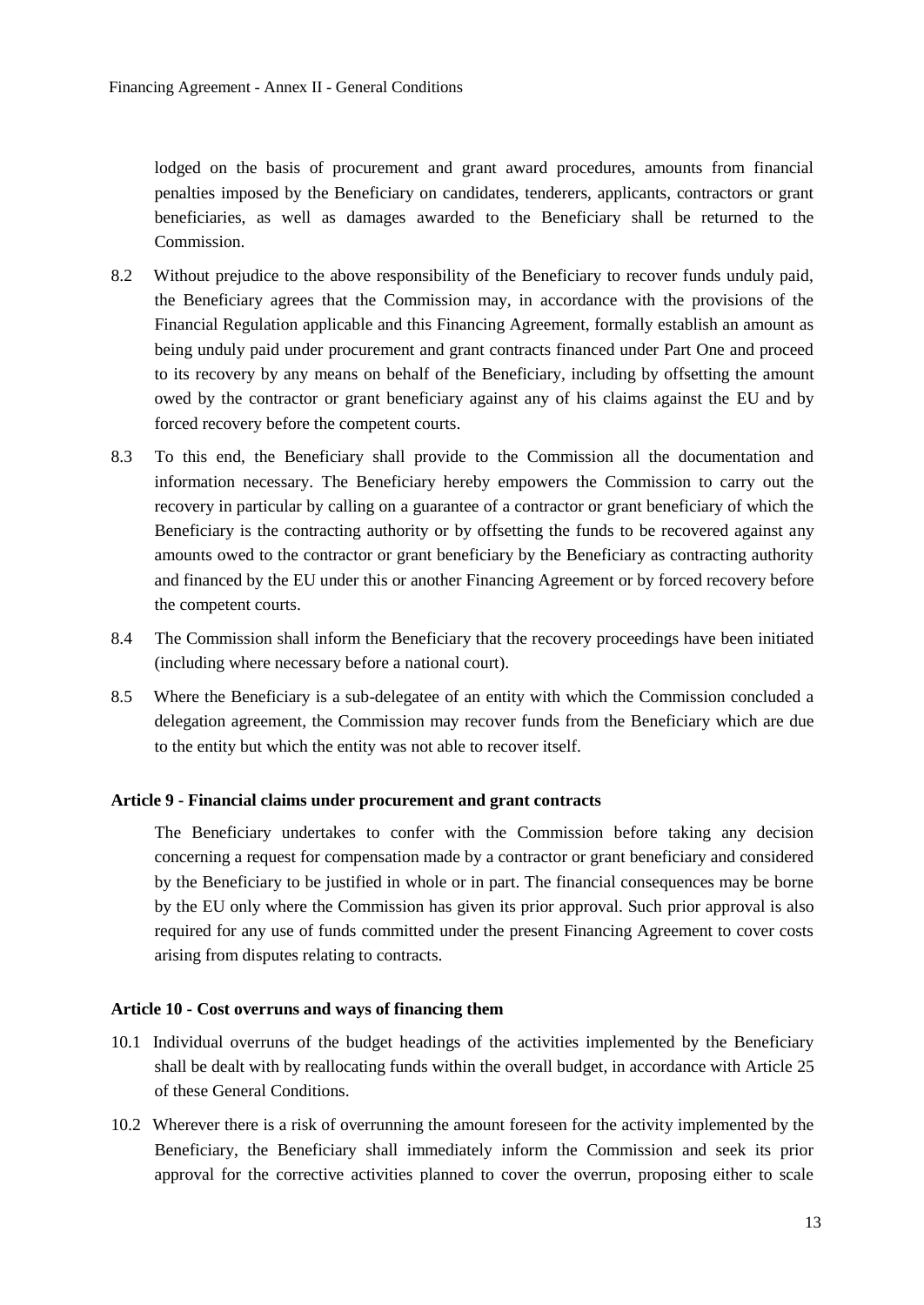lodged on the basis of procurement and grant award procedures, amounts from financial penalties imposed by the Beneficiary on candidates, tenderers, applicants, contractors or grant beneficiaries, as well as damages awarded to the Beneficiary shall be returned to the Commission.

8.2 Without prejudice to the above responsibility of the Beneficiary to recover funds unduly paid, the Beneficiary agrees that the Commission may, in accordance with the provisions of the Financial Regulation applicable and this Financing Agreement, formally establish an amount as being unduly paid under procurement and grant contracts financed under Part One and proceed to its recovery by any means on behalf of the Beneficiary, including by offsetting the amount owed by the contractor or grant beneficiary against any of his claims against the EU and by forced recovery before the competent courts.

8.3 To this end, the Beneficiary shall provide to the Commission all the documentation and information necessary. The Beneficiary hereby empowers the Commission to carry out the recovery in particular by calling on a guarantee of a contractor or grant beneficiary of which the Beneficiary is the contracting authority or by offsetting the funds to be recovered against any amounts owed to the contractor or grant beneficiary by the Beneficiary as contracting authority and financed by the EU under this or another Financing Agreement or by forced recovery before the competent courts.

8.4 The Commission shall inform the Beneficiary that the recovery proceedings have been initiated (including where necessary before a national court).

8.5 Where the Beneficiary is a sub-delegatee of an entity with which the Commission concluded a delegation agreement, the Commission may recover funds from the Beneficiary which are due to the entity but which the entity was not able to recover itself.

**Article 9 - Financial claims under procurement and grant contracts**

The Beneficiary undertakes to confer with the Commission before taking any decision concerning a request for compensation made by a contractor or grant beneficiary and considered by the Beneficiary to be justified in whole or in part. The financial consequences may be borne by the EU only where the Commission has given its prior approval. Such prior approval is also required for any use of funds committed under the present Financing Agreement to cover costs arising from disputes relating to contracts.

**Article 10 - Cost overruns and ways of financing them**

10.1 Individual overruns of the budget headings of the activities implemented by the Beneficiary shall be dealt with by reallocating funds within the overall budget, in accordance with Article 25 of these General Conditions.

10.2 Wherever there is a risk of overrunning the amount foreseen for the activity implemented by the Beneficiary, the Beneficiary shall immediately inform the Commission and seek its prior approval for the corrective activities planned to cover the overrun, proposing either to scale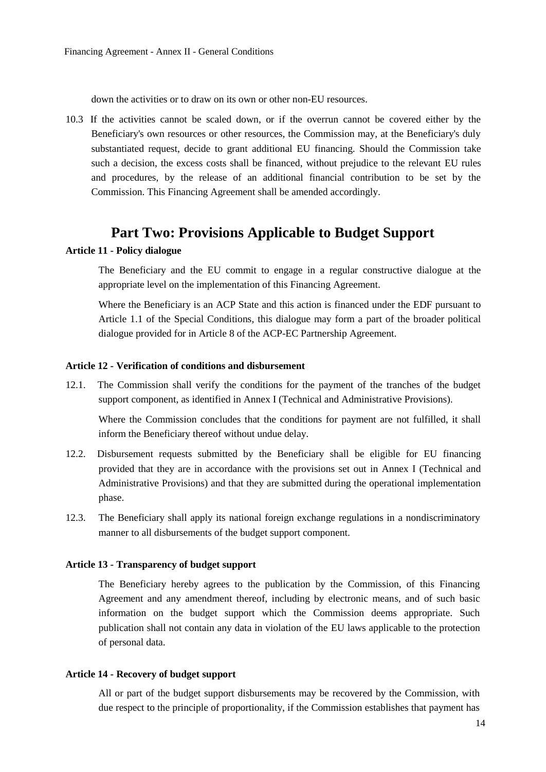down the activities or to draw on its own or other non-EU resources.

10.3 If the activities cannot be scaled down, or if the overrun cannot be covered either by the Beneficiary's own resources or other resources, the Commission may, at the Beneficiary's duly substantiated request, decide to grant additional EU financing. Should the Commission take such a decision, the excess costs shall be financed, without prejudice to the relevant EU rules and procedures, by the release of an additional financial contribution to be set by the Commission. This Financing Agreement shall be amended accordingly.

# Part Two: Provisions Applicable to Budget Support

**Article 11 - Policy dialogue**

The Beneficiary and the EU commit to engage in a regular constructive dialogue at the appropriate level on the implementation of this Financing Agreement.

Where the Beneficiary is an ACP State and this action is financed under the EDF pursuant to Article 1.1 of the Special Conditions, this dialogue may form a part of the broader political dialogue provided for in Article 8 of the ACP-EC Partnership Agreement.

**Article 12 - Verification of conditions and disbursement**

12.1. The Commission shall verify the conditions for the payment of the tranches of the budget support component, as identified in Annex I (Technical and Administrative Provisions).

Where the Commission concludes that the conditions for payment are not fulfilled, it shall inform the Beneficiary thereof without undue delay.

12.2. Disbursement requests submitted by the Beneficiary shall be eligible for EU financing provided that they are in accordance with the provisions set out in Annex I (Technical and Administrative Provisions) and that they are submitted during the operational implementation phase.

12.3. The Beneficiary shall apply its national foreign exchange regulations in a nondiscriminatory manner to all disbursements of the budget support component.

**Article 13 - Transparency of budget support**

The Beneficiary hereby agrees to the publication by the Commission, of this Financing Agreement and any amendment thereof, including by electronic means, and of such basic information on the budget support which the Commission deems appropriate. Such publication shall not contain any data in violation of the EU laws applicable to the protection of personal data.

**Article 14 - Recovery of budget support**

All or part of the budget support disbursements may be recovered by the Commission, with due respect to the principle of proportionality, if the Commission establishes that payment has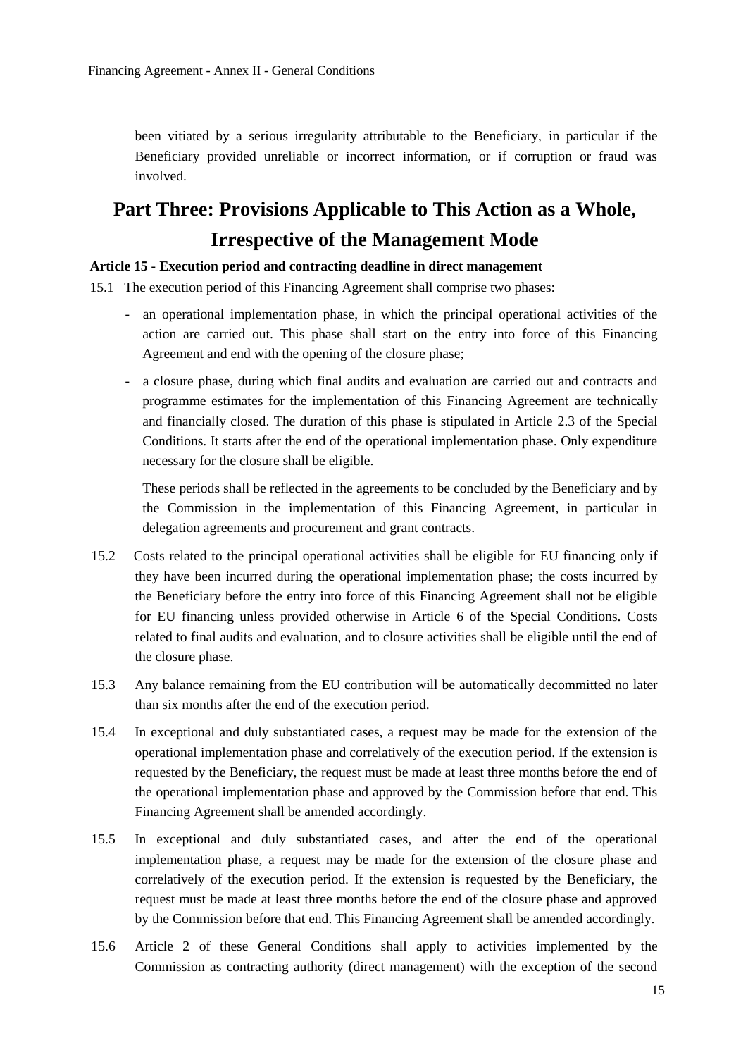been vitiated by a serious irregularity attributable to the Beneficiary, in particular if the Beneficiary provided unreliable or incorrect information, or if corruption or fraud was involved.

# Part Three: Provisions Applicable to This Action as a Whole, Irrespective of the Management Mode

**Article 15 - Execution period and contracting deadline in direct management**

15.1 The execution period of this Financing Agreement shall comprise two phases:

- an operational implementation phase, in which the principal operational activities of the action are carried out. This phase shall start on the entry into force of this Financing Agreement and end with the opening of the closure phase;
- a closure phase, during which final audits and evaluation are carried out and contracts and programme estimates for the implementation of this Financing Agreement are technically and financially closed. The duration of this phase is stipulated in Article 2.3 of the Special Conditions. It starts after the end of the operational implementation phase. Only expenditure necessary for the closure shall be eligible.

These periods shall be reflected in the agreements to be concluded by the Beneficiary and by the Commission in the implementation of this Financing Agreement, in particular in delegation agreements and procurement and grant contracts.

15.2 Costs related to the principal operational activities shall be eligible for EU financing only if they have been incurred during the operational implementation phase; the costs incurred by the Beneficiary before the entry into force of this Financing Agreement shall not be eligible for EU financing unless provided otherwise in Article 6 of the Special Conditions. Costs related to final audits and evaluation, and to closure activities shall be eligible until the end of the closure phase.

15.3 Any balance remaining from the EU contribution will be automatically decommitted no later than six months after the end of the execution period.

15.4 In exceptional and duly substantiated cases, a request may be made for the extension of the operational implementation phase and correlatively of the execution period. If the extension is requested by the Beneficiary, the request must be made at least three months before the end of the operational implementation phase and approved by the Commission before that end. This Financing Agreement shall be amended accordingly.

15.5 In exceptional and duly substantiated cases, and after the end of the operational implementation phase, a request may be made for the extension of the closure phase and correlatively of the execution period. If the extension is requested by the Beneficiary, the request must be made at least three months before the end of the closure phase and approved by the Commission before that end. This Financing Agreement shall be amended accordingly.

15.6 Article 2 of these General Conditions shall apply to activities implemented by the Commission as contracting authority (direct management) with the exception of the second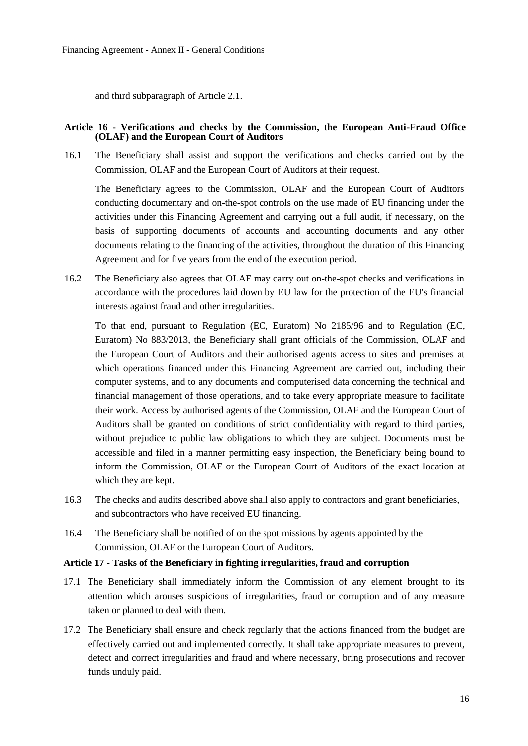and third subparagraph of Article 2.1.

### Article 16 - Verifications and checks by the Commission, the European Anti-Fraud Office (OLAF) and the European Court of Auditors

16.1 The Beneficiary shall assist and support the verifications and checks carried out by the Commission, OLAF and the European Court of Auditors at their request.

The Beneficiary agrees to the Commission, OLAF and the European Court of Auditors conducting documentary and on-the-spot controls on the use made of EU financing under the activities under this Financing Agreement and carrying out a full audit, if necessary, on the basis of supporting documents of accounts and accounting documents and any other documents relating to the financing of the activities, throughout the duration of this Financing Agreement and for five years from the end of the execution period.

16.2 The Beneficiary also agrees that OLAF may carry out on-the-spot checks and verifications in accordance with the procedures laid down by EU law for the protection of the EU's financial interests against fraud and other irregularities.

To that end, pursuant to Regulation (EC, Euratom) No 2185/96 and to Regulation (EC, Euratom) No 883/2013, the Beneficiary shall grant officials of the Commission, OLAF and the European Court of Auditors and their authorised agents access to sites and premises at which operations financed under this Financing Agreement are carried out, including their computer systems, and to any documents and computerised data concerning the technical and financial management of those operations, and to take every appropriate measure to facilitate their work. Access by authorised agents of the Commission, OLAF and the European Court of Auditors shall be granted on conditions of strict confidentiality with regard to third parties, without prejudice to public law obligations to which they are subject. Documents must be accessible and filed in a manner permitting easy inspection, the Beneficiary being bound to inform the Commission, OLAF or the European Court of Auditors of the exact location at which they are kept.

16.3 The checks and audits described above shall also apply to contractors and grant beneficiaries, and subcontractors who have received EU financing.

16.4 The Beneficiary shall be notified of on the spot missions by agents appointed by the Commission, OLAF or the European Court of Auditors.

### Article 17 - Tasks of the Beneficiary in fighting irregularities, fraud and corruption

17.1 The Beneficiary shall immediately inform the Commission of any element brought to its attention which arouses suspicions of irregularities, fraud or corruption and of any measure taken or planned to deal with them.

17.2 The Beneficiary shall ensure and check regularly that the actions financed from the budget are effectively carried out and implemented correctly. It shall take appropriate measures to prevent, detect and correct irregularities and fraud and where necessary, bring prosecutions and recover funds unduly paid.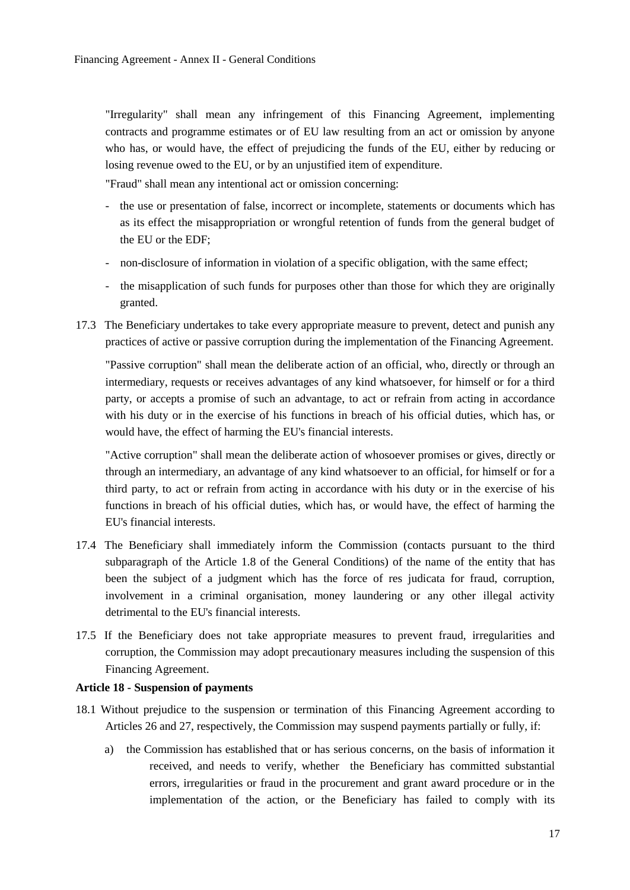"Irregularity" shall mean any infringement of this Financing Agreement, implementing contracts and programme estimates or of EU law resulting from an act or omission by anyone who has, or would have, the effect of prejudicing the funds of the EU, either by reducing or losing revenue owed to the EU, or by an unjustified item of expenditure.

"Fraud" shall mean any intentional act or omission concerning:

- the use or presentation of false, incorrect or incomplete, statements or documents which has as its effect the misappropriation or wrongful retention of funds from the general budget of the EU or the EDF;
- non-disclosure of information in violation of a specific obligation, with the same effect;
- the misapplication of such funds for purposes other than those for which they are originally granted.

17.3 The Beneficiary undertakes to take every appropriate measure to prevent, detect and punish any practices of active or passive corruption during the implementation of the Financing Agreement.

"Passive corruption" shall mean the deliberate action of an official, who, directly or through an intermediary, requests or receives advantages of any kind whatsoever, for himself or for a third party, or accepts a promise of such an advantage, to act or refrain from acting in accordance with his duty or in the exercise of his functions in breach of his official duties, which has, or would have, the effect of harming the EU's financial interests.

"Active corruption" shall mean the deliberate action of whosoever promises or gives, directly or through an intermediary, an advantage of any kind whatsoever to an official, for himself or for a third party, to act or refrain from acting in accordance with his duty or in the exercise of his functions in breach of his official duties, which has, or would have, the effect of harming the EU's financial interests.

17.4 The Beneficiary shall immediately inform the Commission (contacts pursuant to the third subparagraph of the Article 1.8 of the General Conditions) of the name of the entity that has been the subject of a judgment which has the force of res judicata for fraud, corruption, involvement in a criminal organisation, money laundering or any other illegal activity detrimental to the EU's financial interests.

17.5 If the Beneficiary does not take appropriate measures to prevent fraud, irregularities and corruption, the Commission may adopt precautionary measures including the suspension of this Financing Agreement.

**Article 18 - Suspension of payments**

18.1 Without prejudice to the suspension or termination of this Financing Agreement according to Articles 26 and 27, respectively, the Commission may suspend payments partially or fully, if:

a) the Commission has established that or has serious concerns, on the basis of information it received, and needs to verify, whether the Beneficiary has committed substantial errors, irregularities or fraud in the procurement and grant award procedure or in the implementation of the action, or the Beneficiary has failed to comply with its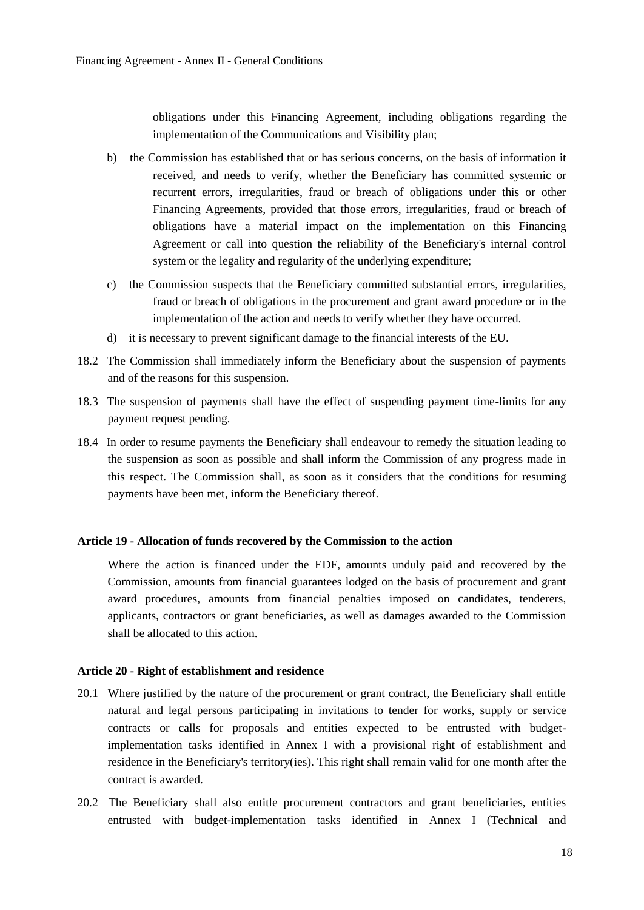obligations under this Financing Agreement, including obligations regarding the implementation of the Communications and Visibility plan;

b) the Commission has established that or has serious concerns, on the basis of information it received, and needs to verify, whether the Beneficiary has committed systemic or recurrent errors, irregularities, fraud or breach of obligations under this or other Financing Agreements, provided that those errors, irregularities, fraud or breach of obligations have a material impact on the implementation on this Financing Agreement or call into question the reliability of the Beneficiary's internal control system or the legality and regularity of the underlying expenditure;

c) the Commission suspects that the Beneficiary committed substantial errors, irregularities, fraud or breach of obligations in the procurement and grant award procedure or in the implementation of the action and needs to verify whether they have occurred.

d) it is necessary to prevent significant damage to the financial interests of the EU.

18.2 The Commission shall immediately inform the Beneficiary about the suspension of payments and of the reasons for this suspension.

18.3 The suspension of payments shall have the effect of suspending payment time-limits for any payment request pending.

18.4 In order to resume payments the Beneficiary shall endeavour to remedy the situation leading to the suspension as soon as possible and shall inform the Commission of any progress made in this respect. The Commission shall, as soon as it considers that the conditions for resuming payments have been met, inform the Beneficiary thereof.

### Article 19 - Allocation of funds recovered by the Commission to the action

Where the action is financed under the EDF, amounts unduly paid and recovered by the Commission, amounts from financial guarantees lodged on the basis of procurement and grant award procedures, amounts from financial penalties imposed on candidates, tenderers, applicants, contractors or grant beneficiaries, as well as damages awarded to the Commission shall be allocated to this action.

### Article 20 - Right of establishment and residence

20.1 Where justified by the nature of the procurement or grant contract, the Beneficiary shall entitle natural and legal persons participating in invitations to tender for works, supply or service contracts or calls for proposals and entities expected to be entrusted with budget-implementation tasks identified in Annex I with a provisional right of establishment and residence in the Beneficiary's territory(ies). This right shall remain valid for one month after the contract is awarded.

20.2 The Beneficiary shall also entitle procurement contractors and grant beneficiaries, entities entrusted with budget-implementation tasks identified in Annex I (Technical and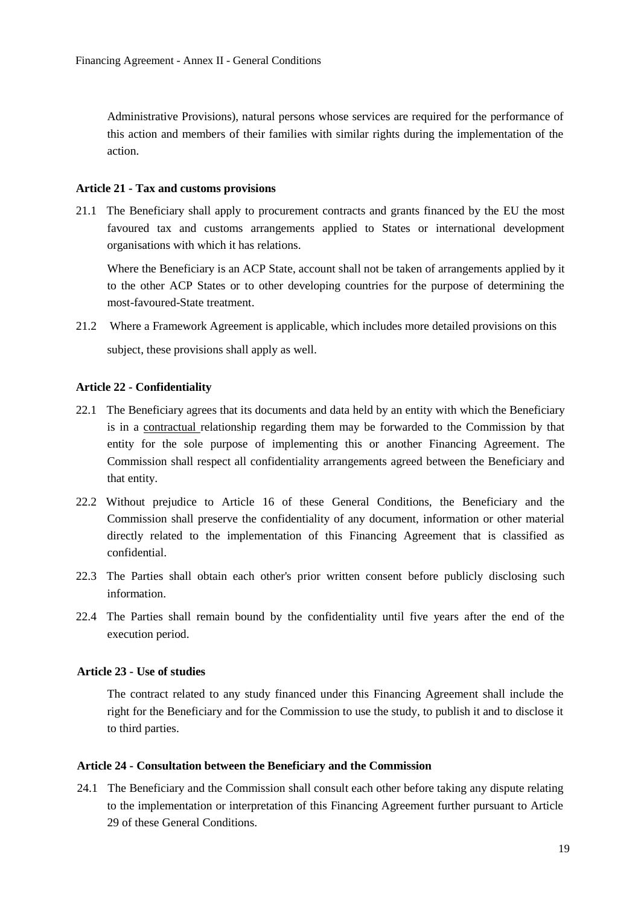Administrative Provisions), natural persons whose services are required for the performance of this action and members of their families with similar rights during the implementation of the action.

**Article 21 - Tax and customs provisions**

21.1 The Beneficiary shall apply to procurement contracts and grants financed by the EU the most favoured tax and customs arrangements applied to States or international development organisations with which it has relations.

Where the Beneficiary is an ACP State, account shall not be taken of arrangements applied by it to the other ACP States or to other developing countries for the purpose of determining the most-favoured-State treatment.

21.2 Where a Framework Agreement is applicable, which includes more detailed provisions on this subject, these provisions shall apply as well.

**Article 22 - Confidentiality**

22.1 The Beneficiary agrees that its documents and data held by an entity with which the Beneficiary is in a contractual relationship regarding them may be forwarded to the Commission by that entity for the sole purpose of implementing this or another Financing Agreement. The Commission shall respect all confidentiality arrangements agreed between the Beneficiary and that entity.

22.2 Without prejudice to Article 16 of these General Conditions, the Beneficiary and the Commission shall preserve the confidentiality of any document, information or other material directly related to the implementation of this Financing Agreement that is classified as confidential.

22.3 The Parties shall obtain each other's prior written consent before publicly disclosing such information.

22.4 The Parties shall remain bound by the confidentiality until five years after the end of the execution period.

**Article 23 - Use of studies**

The contract related to any study financed under this Financing Agreement shall include the right for the Beneficiary and for the Commission to use the study, to publish it and to disclose it to third parties.

**Article 24 - Consultation between the Beneficiary and the Commission**

24.1 The Beneficiary and the Commission shall consult each other before taking any dispute relating to the implementation or interpretation of this Financing Agreement further pursuant to Article 29 of these General Conditions.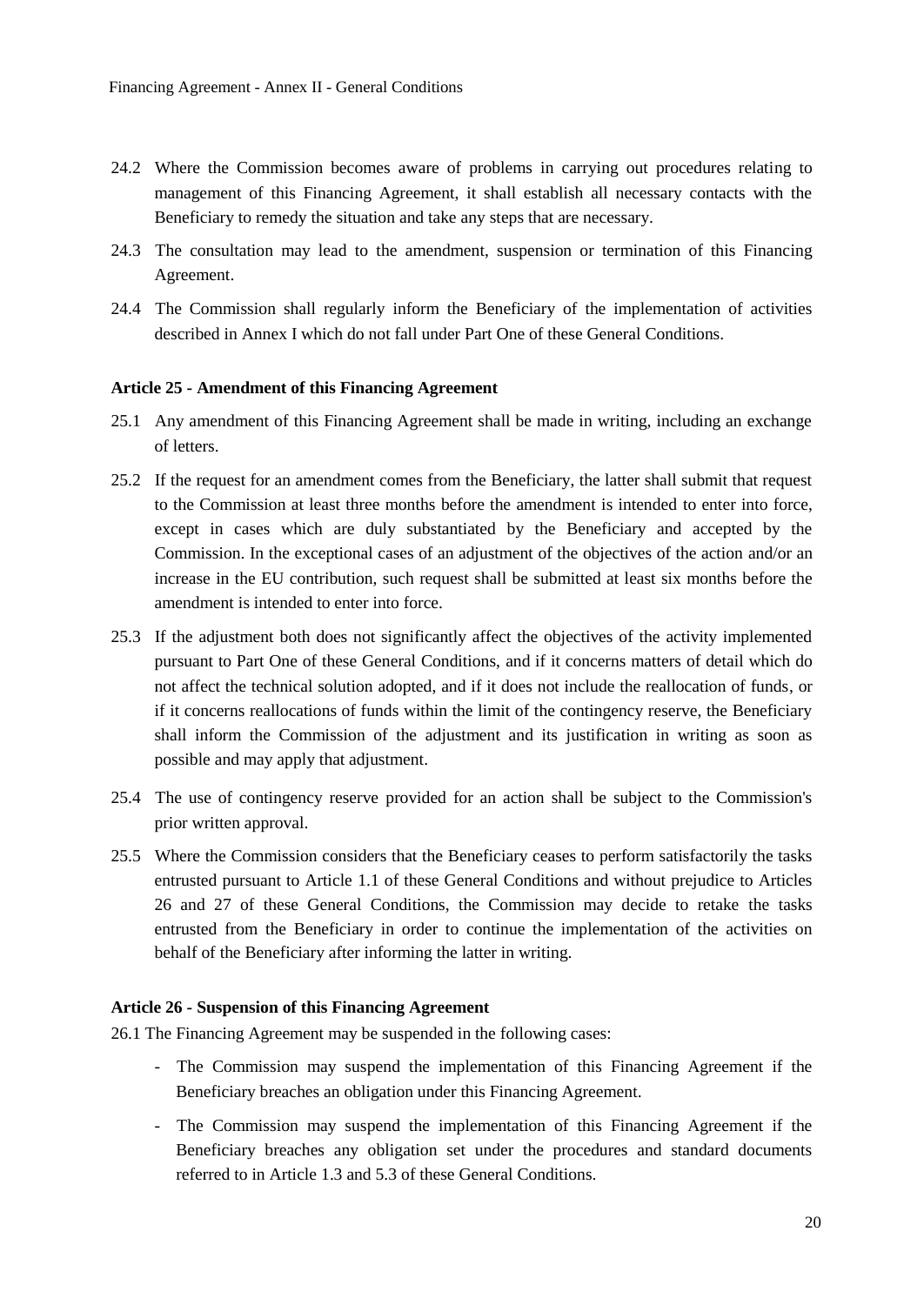24.2 Where the Commission becomes aware of problems in carrying out procedures relating to management of this Financing Agreement, it shall establish all necessary contacts with the Beneficiary to remedy the situation and take any steps that are necessary.

24.3 The consultation may lead to the amendment, suspension or termination of this Financing Agreement.

24.4 The Commission shall regularly inform the Beneficiary of the implementation of activities described in Annex I which do not fall under Part One of these General Conditions.

**Article 25 - Amendment of this Financing Agreement**

25.1 Any amendment of this Financing Agreement shall be made in writing, including an exchange of letters.

25.2 If the request for an amendment comes from the Beneficiary, the latter shall submit that request to the Commission at least three months before the amendment is intended to enter into force, except in cases which are duly substantiated by the Beneficiary and accepted by the Commission. In the exceptional cases of an adjustment of the objectives of the action and/or an increase in the EU contribution, such request shall be submitted at least six months before the amendment is intended to enter into force.

25.3 If the adjustment both does not significantly affect the objectives of the activity implemented pursuant to Part One of these General Conditions, and if it concerns matters of detail which do not affect the technical solution adopted, and if it does not include the reallocation of funds, or if it concerns reallocations of funds within the limit of the contingency reserve, the Beneficiary shall inform the Commission of the adjustment and its justification in writing as soon as possible and may apply that adjustment.

25.4 The use of contingency reserve provided for an action shall be subject to the Commission's prior written approval.

25.5 Where the Commission considers that the Beneficiary ceases to perform satisfactorily the tasks entrusted pursuant to Article 1.1 of these General Conditions and without prejudice to Articles 26 and 27 of these General Conditions, the Commission may decide to retake the tasks entrusted from the Beneficiary in order to continue the implementation of the activities on behalf of the Beneficiary after informing the latter in writing.

**Article 26 - Suspension of this Financing Agreement**

26.1 The Financing Agreement may be suspended in the following cases:

- The Commission may suspend the implementation of this Financing Agreement if the Beneficiary breaches an obligation under this Financing Agreement.
- The Commission may suspend the implementation of this Financing Agreement if the Beneficiary breaches any obligation set under the procedures and standard documents referred to in Article 1.3 and 5.3 of these General Conditions.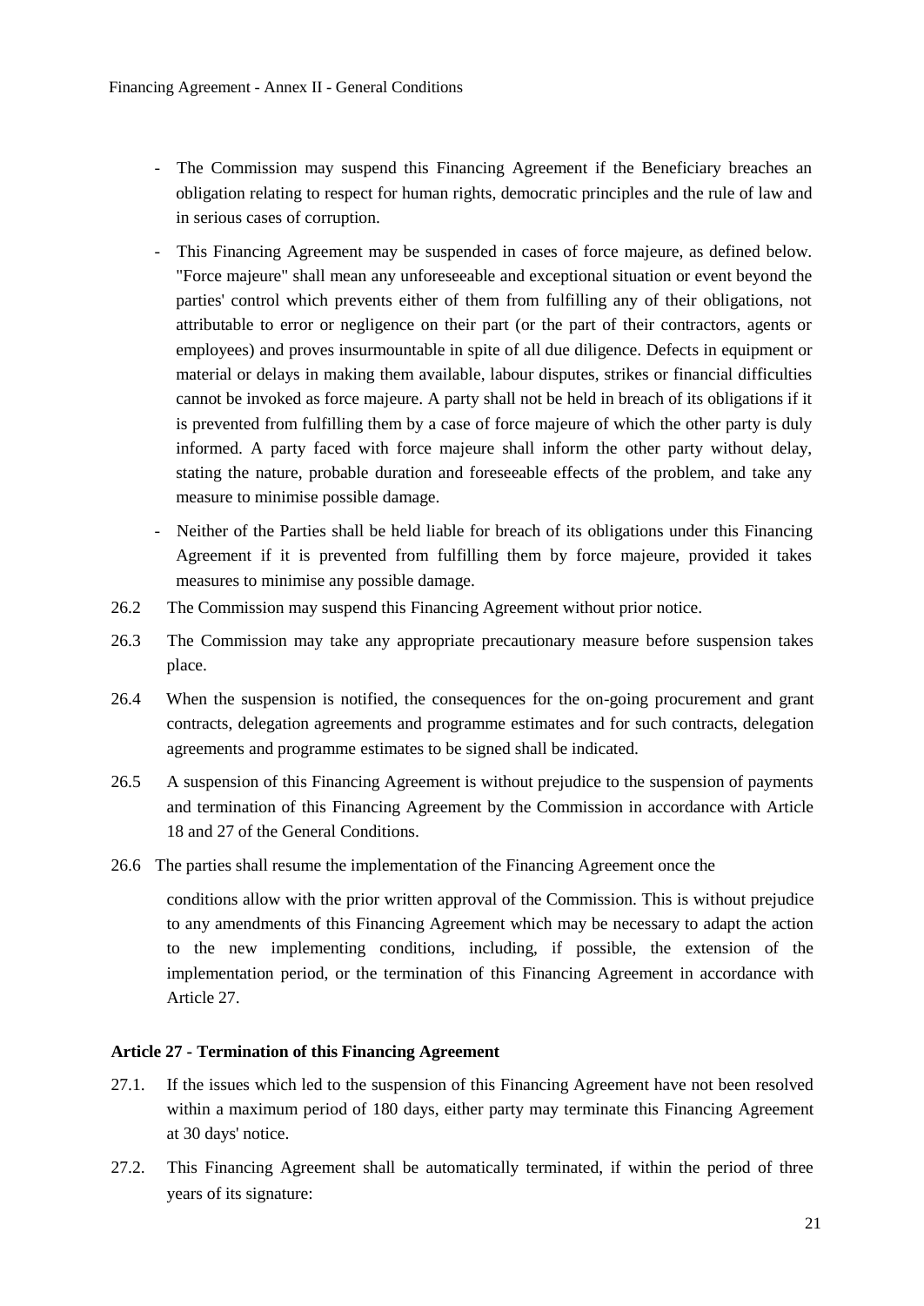- The Commission may suspend this Financing Agreement if the Beneficiary breaches an obligation relating to respect for human rights, democratic principles and the rule of law and in serious cases of corruption.
- This Financing Agreement may be suspended in cases of force majeure, as defined below. "Force majeure" shall mean any unforeseeable and exceptional situation or event beyond the parties' control which prevents either of them from fulfilling any of their obligations, not attributable to error or negligence on their part (or the part of their contractors, agents or employees) and proves insurmountable in spite of all due diligence. Defects in equipment or material or delays in making them available, labour disputes, strikes or financial difficulties cannot be invoked as force majeure. A party shall not be held in breach of its obligations if it is prevented from fulfilling them by a case of force majeure of which the other party is duly informed. A party faced with force majeure shall inform the other party without delay, stating the nature, probable duration and foreseeable effects of the problem, and take any measure to minimise possible damage.
- Neither of the Parties shall be held liable for breach of its obligations under this Financing Agreement if it is prevented from fulfilling them by force majeure, provided it takes measures to minimise any possible damage.

26.2 The Commission may suspend this Financing Agreement without prior notice.

26.3 The Commission may take any appropriate precautionary measure before suspension takes place.

26.4 When the suspension is notified, the consequences for the on-going procurement and grant contracts, delegation agreements and programme estimates and for such contracts, delegation agreements and programme estimates to be signed shall be indicated.

26.5 A suspension of this Financing Agreement is without prejudice to the suspension of payments and termination of this Financing Agreement by the Commission in accordance with Article 18 and 27 of the General Conditions.

26.6 The parties shall resume the implementation of the Financing Agreement once the conditions allow with the prior written approval of the Commission. This is without prejudice to any amendments of this Financing Agreement which may be necessary to adapt the action to the new implementing conditions, including, if possible, the extension of the implementation period, or the termination of this Financing Agreement in accordance with Article 27.

**Article 27 - Termination of this Financing Agreement**

27.1. If the issues which led to the suspension of this Financing Agreement have not been resolved within a maximum period of 180 days, either party may terminate this Financing Agreement at 30 days' notice.

27.2. This Financing Agreement shall be automatically terminated, if within the period of three years of its signature: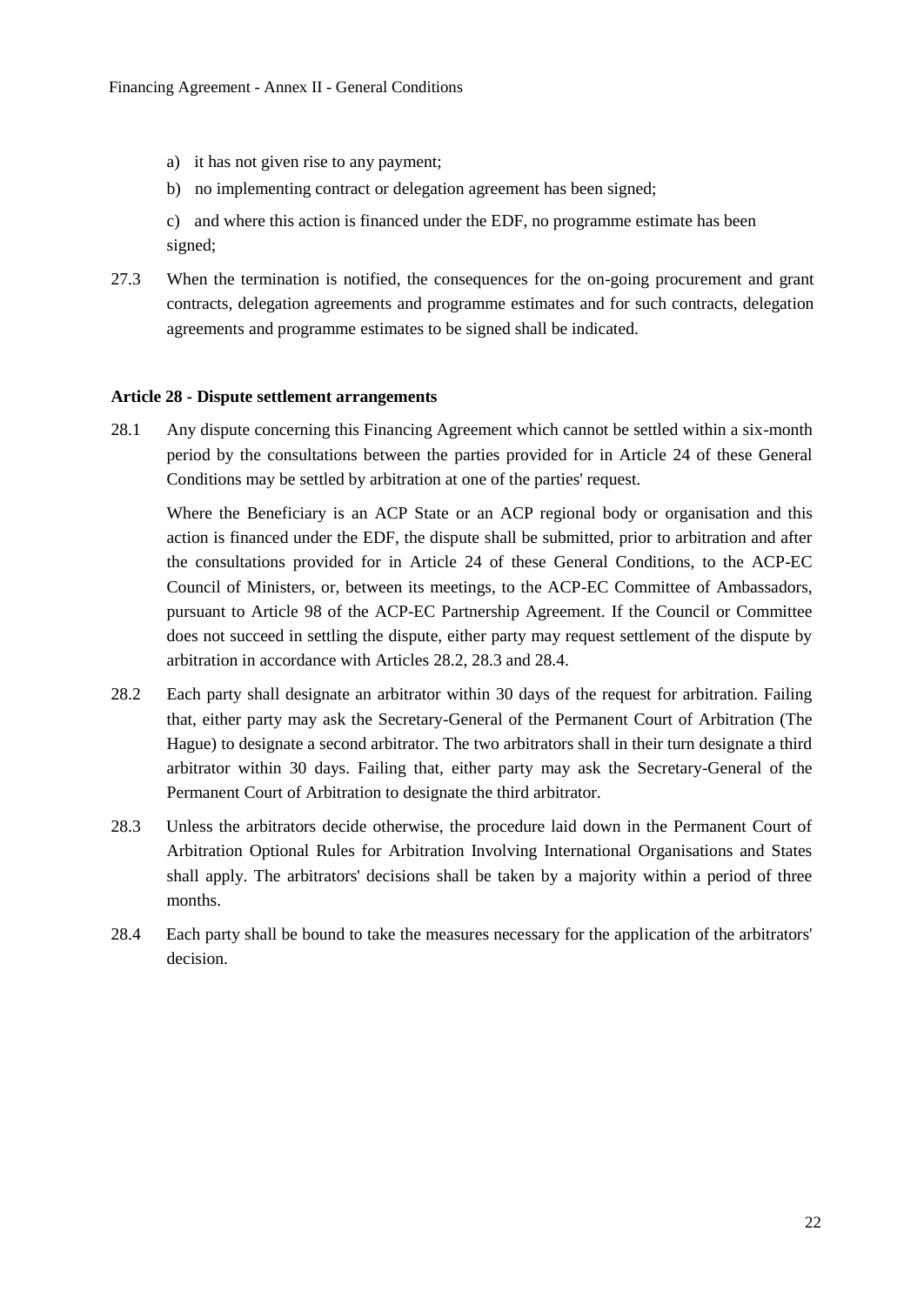a) it has not given rise to any payment;

b) no implementing contract or delegation agreement has been signed;

c) and where this action is financed under the EDF, no programme estimate has been signed;

27.3 When the termination is notified, the consequences for the on-going procurement and grant contracts, delegation agreements and programme estimates and for such contracts, delegation agreements and programme estimates to be signed shall be indicated.

**Article 28 - Dispute settlement arrangements**

28.1 Any dispute concerning this Financing Agreement which cannot be settled within a six-month period by the consultations between the parties provided for in Article 24 of these General Conditions may be settled by arbitration at one of the parties' request.

Where the Beneficiary is an ACP State or an ACP regional body or organisation and this action is financed under the EDF, the dispute shall be submitted, prior to arbitration and after the consultations provided for in Article 24 of these General Conditions, to the ACP-EC Council of Ministers, or, between its meetings, to the ACP-EC Committee of Ambassadors, pursuant to Article 98 of the ACP-EC Partnership Agreement. If the Council or Committee does not succeed in settling the dispute, either party may request settlement of the dispute by arbitration in accordance with Articles 28.2, 28.3 and 28.4.

28.2 Each party shall designate an arbitrator within 30 days of the request for arbitration. Failing that, either party may ask the Secretary-General of the Permanent Court of Arbitration (The Hague) to designate a second arbitrator. The two arbitrators shall in their turn designate a third arbitrator within 30 days. Failing that, either party may ask the Secretary-General of the Permanent Court of Arbitration to designate the third arbitrator.

28.3 Unless the arbitrators decide otherwise, the procedure laid down in the Permanent Court of Arbitration Optional Rules for Arbitration Involving International Organisations and States shall apply. The arbitrators' decisions shall be taken by a majority within a period of three months.

28.4 Each party shall be bound to take the measures necessary for the application of the arbitrators' decision.